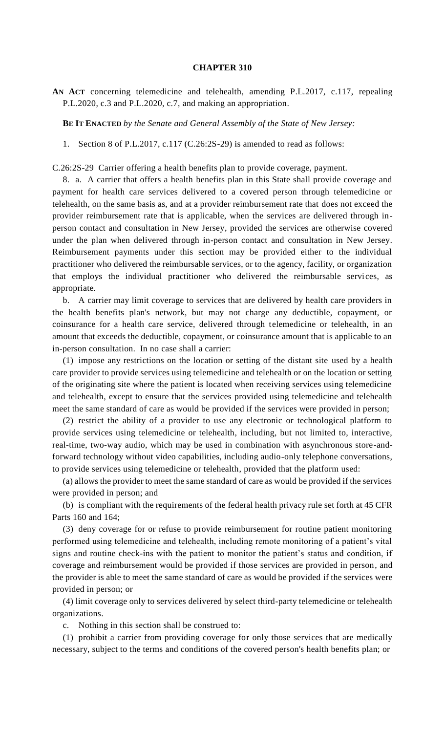# CHAPTER 310

**AN ACT** concerning telemedicine and telehealth, amending P.L.2017, c.117, repealing P.L.2020, c.3 and P.L.2020, c.7, and making an appropriation.

**BE IT ENACTED** *by the Senate and General Assembly of the State of New Jersey:*

1. Section 8 of P.L.2017, c.117 (C.26:2S-29) is amended to read as follows:

C.26:2S-29 Carrier offering a health benefits plan to provide coverage, payment.

8. a. A carrier that offers a health benefits plan in this State shall provide coverage and payment for health care services delivered to a covered person through telemedicine or telehealth, on the same basis as, and at a provider reimbursement rate that does not exceed the provider reimbursement rate that is applicable, when the services are delivered through in-person contact and consultation in New Jersey, provided the services are otherwise covered under the plan when delivered through in-person contact and consultation in New Jersey. Reimbursement payments under this section may be provided either to the individual practitioner who delivered the reimbursable services, or to the agency, facility, or organization that employs the individual practitioner who delivered the reimbursable services, as appropriate.

b. A carrier may limit coverage to services that are delivered by health care providers in the health benefits plan's network, but may not charge any deductible, copayment, or coinsurance for a health care service, delivered through telemedicine or telehealth, in an amount that exceeds the deductible, copayment, or coinsurance amount that is applicable to an in-person consultation. In no case shall a carrier:

(1) impose any restrictions on the location or setting of the distant site used by a health care provider to provide services using telemedicine and telehealth or on the location or setting of the originating site where the patient is located when receiving services using telemedicine and telehealth, except to ensure that the services provided using telemedicine and telehealth meet the same standard of care as would be provided if the services were provided in person;

(2) restrict the ability of a provider to use any electronic or technological platform to provide services using telemedicine or telehealth, including, but not limited to, interactive, real-time, two-way audio, which may be used in combination with asynchronous store-and-forward technology without video capabilities, including audio-only telephone conversations, to provide services using telemedicine or telehealth, provided that the platform used:

(a) allows the provider to meet the same standard of care as would be provided if the services were provided in person; and

(b) is compliant with the requirements of the federal health privacy rule set forth at 45 CFR Parts 160 and 164;

(3) deny coverage for or refuse to provide reimbursement for routine patient monitoring performed using telemedicine and telehealth, including remote monitoring of a patient's vital signs and routine check-ins with the patient to monitor the patient's status and condition, if coverage and reimbursement would be provided if those services are provided in person, and the provider is able to meet the same standard of care as would be provided if the services were provided in person; or

(4) limit coverage only to services delivered by select third-party telemedicine or telehealth organizations.

c. Nothing in this section shall be construed to:

(1) prohibit a carrier from providing coverage for only those services that are medically necessary, subject to the terms and conditions of the covered person's health benefits plan; or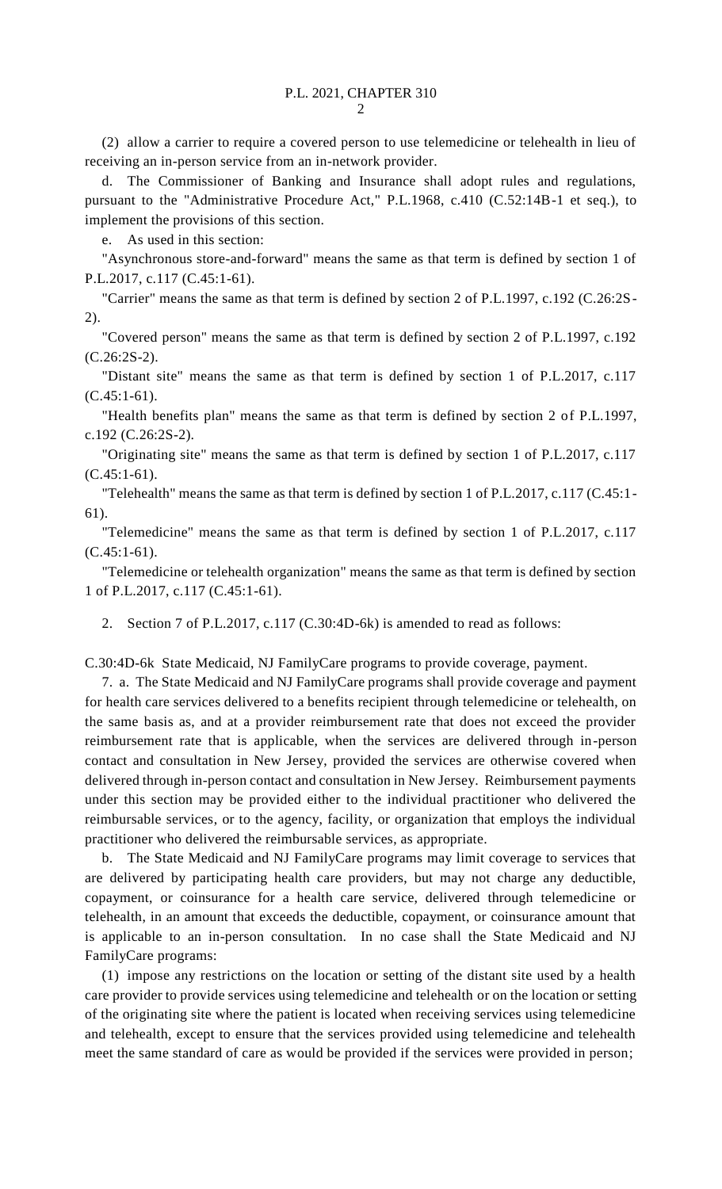(2) allow a carrier to require a covered person to use telemedicine or telehealth in lieu of receiving an in-person service from an in-network provider.

d. The Commissioner of Banking and Insurance shall adopt rules and regulations, pursuant to the "Administrative Procedure Act," P.L.1968, c.410 (C.52:14B-1 et seq.), to implement the provisions of this section.

e. As used in this section:

"Asynchronous store-and-forward" means the same as that term is defined by section 1 of P.L.2017, c.117 (C.45:1-61).

"Carrier" means the same as that term is defined by section 2 of P.L.1997, c.192 (C.26:2S-2).

"Covered person" means the same as that term is defined by section 2 of P.L.1997, c.192 (C.26:2S-2).

"Distant site" means the same as that term is defined by section 1 of P.L.2017, c.117 (C.45:1-61).

"Health benefits plan" means the same as that term is defined by section 2 of P.L.1997, c.192 (C.26:2S-2).

"Originating site" means the same as that term is defined by section 1 of P.L.2017, c.117 (C.45:1-61).

"Telehealth" means the same as that term is defined by section 1 of P.L.2017, c.117 (C.45:1-61).

"Telemedicine" means the same as that term is defined by section 1 of P.L.2017, c.117 (C.45:1-61).

"Telemedicine or telehealth organization" means the same as that term is defined by section 1 of P.L.2017, c.117 (C.45:1-61).

2. Section 7 of P.L.2017, c.117 (C.30:4D-6k) is amended to read as follows:

C.30:4D-6k State Medicaid, NJ FamilyCare programs to provide coverage, payment.

7. a. The State Medicaid and NJ FamilyCare programs shall provide coverage and payment for health care services delivered to a benefits recipient through telemedicine or telehealth, on the same basis as, and at a provider reimbursement rate that does not exceed the provider reimbursement rate that is applicable, when the services are delivered through in-person contact and consultation in New Jersey, provided the services are otherwise covered when delivered through in-person contact and consultation in New Jersey. Reimbursement payments under this section may be provided either to the individual practitioner who delivered the reimbursable services, or to the agency, facility, or organization that employs the individual practitioner who delivered the reimbursable services, as appropriate.

b. The State Medicaid and NJ FamilyCare programs may limit coverage to services that are delivered by participating health care providers, but may not charge any deductible, copayment, or coinsurance for a health care service, delivered through telemedicine or telehealth, in an amount that exceeds the deductible, copayment, or coinsurance amount that is applicable to an in-person consultation. In no case shall the State Medicaid and NJ FamilyCare programs:

(1) impose any restrictions on the location or setting of the distant site used by a health care provider to provide services using telemedicine and telehealth or on the location or setting of the originating site where the patient is located when receiving services using telemedicine and telehealth, except to ensure that the services provided using telemedicine and telehealth meet the same standard of care as would be provided if the services were provided in person;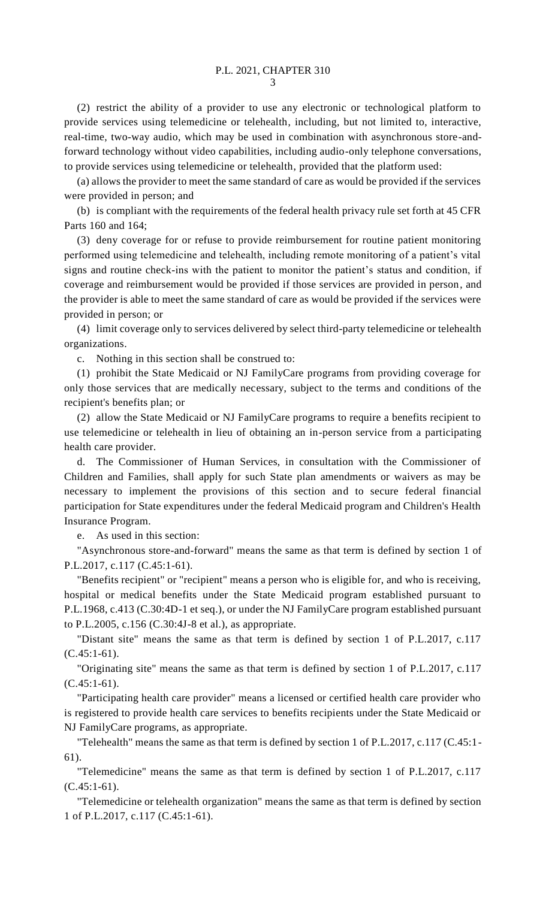(2) restrict the ability of a provider to use any electronic or technological platform to provide services using telemedicine or telehealth, including, but not limited to, interactive, real-time, two-way audio, which may be used in combination with asynchronous store-and-forward technology without video capabilities, including audio-only telephone conversations, to provide services using telemedicine or telehealth, provided that the platform used:

(a) allows the provider to meet the same standard of care as would be provided if the services were provided in person; and

(b) is compliant with the requirements of the federal health privacy rule set forth at 45 CFR Parts 160 and 164;

(3) deny coverage for or refuse to provide reimbursement for routine patient monitoring performed using telemedicine and telehealth, including remote monitoring of a patient's vital signs and routine check-ins with the patient to monitor the patient's status and condition, if coverage and reimbursement would be provided if those services are provided in person, and the provider is able to meet the same standard of care as would be provided if the services were provided in person; or

(4) limit coverage only to services delivered by select third-party telemedicine or telehealth organizations.

c. Nothing in this section shall be construed to:

(1) prohibit the State Medicaid or NJ FamilyCare programs from providing coverage for only those services that are medically necessary, subject to the terms and conditions of the recipient's benefits plan; or

(2) allow the State Medicaid or NJ FamilyCare programs to require a benefits recipient to use telemedicine or telehealth in lieu of obtaining an in-person service from a participating health care provider.

d. The Commissioner of Human Services, in consultation with the Commissioner of Children and Families, shall apply for such State plan amendments or waivers as may be necessary to implement the provisions of this section and to secure federal financial participation for State expenditures under the federal Medicaid program and Children's Health Insurance Program.

e. As used in this section:

"Asynchronous store-and-forward" means the same as that term is defined by section 1 of P.L.2017, c.117 (C.45:1-61).

"Benefits recipient" or "recipient" means a person who is eligible for, and who is receiving, hospital or medical benefits under the State Medicaid program established pursuant to P.L.1968, c.413 (C.30:4D-1 et seq.), or under the NJ FamilyCare program established pursuant to P.L.2005, c.156 (C.30:4J-8 et al.), as appropriate.

"Distant site" means the same as that term is defined by section 1 of P.L.2017, c.117 (C.45:1-61).

"Originating site" means the same as that term is defined by section 1 of P.L.2017, c.117 (C.45:1-61).

"Participating health care provider" means a licensed or certified health care provider who is registered to provide health care services to benefits recipients under the State Medicaid or NJ FamilyCare programs, as appropriate.

"Telehealth" means the same as that term is defined by section 1 of P.L.2017, c.117 (C.45:1-61).

"Telemedicine" means the same as that term is defined by section 1 of P.L.2017, c.117 (C.45:1-61).

"Telemedicine or telehealth organization" means the same as that term is defined by section 1 of P.L.2017, c.117 (C.45:1-61).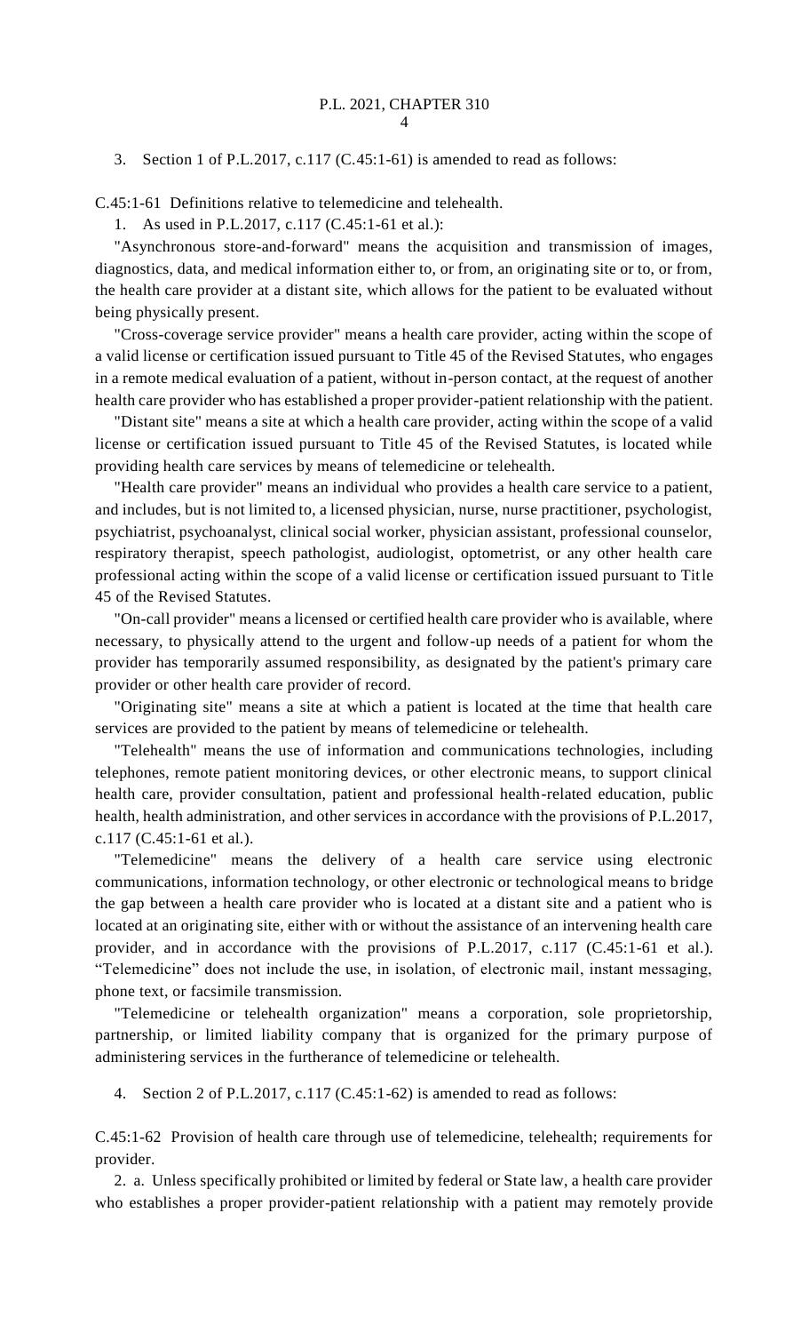3. Section 1 of P.L.2017, c.117 (C.45:1-61) is amended to read as follows:

C.45:1-61 Definitions relative to telemedicine and telehealth.

1. As used in P.L.2017, c.117 (C.45:1-61 et al.):

"Asynchronous store-and-forward" means the acquisition and transmission of images, diagnostics, data, and medical information either to, or from, an originating site or to, or from, the health care provider at a distant site, which allows for the patient to be evaluated without being physically present.

"Cross-coverage service provider" means a health care provider, acting within the scope of a valid license or certification issued pursuant to Title 45 of the Revised Statutes, who engages in a remote medical evaluation of a patient, without in-person contact, at the request of another health care provider who has established a proper provider-patient relationship with the patient.

"Distant site" means a site at which a health care provider, acting within the scope of a valid license or certification issued pursuant to Title 45 of the Revised Statutes, is located while providing health care services by means of telemedicine or telehealth.

"Health care provider" means an individual who provides a health care service to a patient, and includes, but is not limited to, a licensed physician, nurse, nurse practitioner, psychologist, psychiatrist, psychoanalyst, clinical social worker, physician assistant, professional counselor, respiratory therapist, speech pathologist, audiologist, optometrist, or any other health care professional acting within the scope of a valid license or certification issued pursuant to Title 45 of the Revised Statutes.

"On-call provider" means a licensed or certified health care provider who is available, where necessary, to physically attend to the urgent and follow-up needs of a patient for whom the provider has temporarily assumed responsibility, as designated by the patient's primary care provider or other health care provider of record.

"Originating site" means a site at which a patient is located at the time that health care services are provided to the patient by means of telemedicine or telehealth.

"Telehealth" means the use of information and communications technologies, including telephones, remote patient monitoring devices, or other electronic means, to support clinical health care, provider consultation, patient and professional health-related education, public health, health administration, and other services in accordance with the provisions of P.L.2017, c.117 (C.45:1-61 et al.).

"Telemedicine" means the delivery of a health care service using electronic communications, information technology, or other electronic or technological means to bridge the gap between a health care provider who is located at a distant site and a patient who is located at an originating site, either with or without the assistance of an intervening health care provider, and in accordance with the provisions of P.L.2017, c.117 (C.45:1-61 et al.). "Telemedicine" does not include the use, in isolation, of electronic mail, instant messaging, phone text, or facsimile transmission.

"Telemedicine or telehealth organization" means a corporation, sole proprietorship, partnership, or limited liability company that is organized for the primary purpose of administering services in the furtherance of telemedicine or telehealth.

4. Section 2 of P.L.2017, c.117 (C.45:1-62) is amended to read as follows:

C.45:1-62 Provision of health care through use of telemedicine, telehealth; requirements for provider.

2. a. Unless specifically prohibited or limited by federal or State law, a health care provider who establishes a proper provider-patient relationship with a patient may remotely provide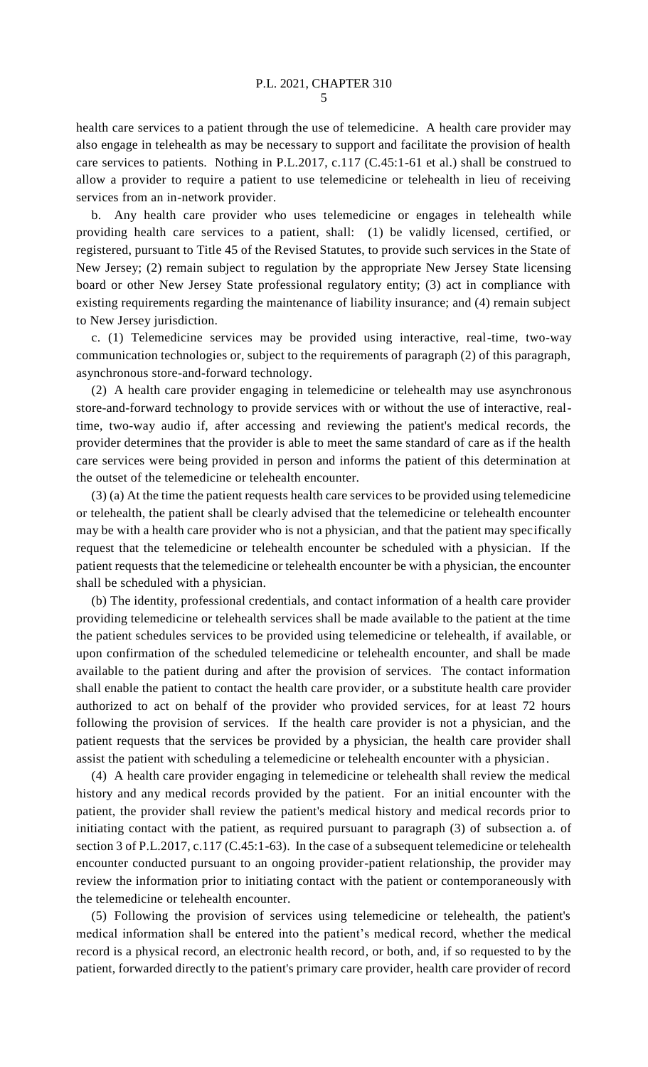health care services to a patient through the use of telemedicine. A health care provider may also engage in telehealth as may be necessary to support and facilitate the provision of health care services to patients. Nothing in P.L.2017, c.117 (C.45:1-61 et al.) shall be construed to allow a provider to require a patient to use telemedicine or telehealth in lieu of receiving services from an in-network provider.

b. Any health care provider who uses telemedicine or engages in telehealth while providing health care services to a patient, shall: (1) be validly licensed, certified, or registered, pursuant to Title 45 of the Revised Statutes, to provide such services in the State of New Jersey; (2) remain subject to regulation by the appropriate New Jersey State licensing board or other New Jersey State professional regulatory entity; (3) act in compliance with existing requirements regarding the maintenance of liability insurance; and (4) remain subject to New Jersey jurisdiction.

c. (1) Telemedicine services may be provided using interactive, real-time, two-way communication technologies or, subject to the requirements of paragraph (2) of this paragraph, asynchronous store-and-forward technology.

(2) A health care provider engaging in telemedicine or telehealth may use asynchronous store-and-forward technology to provide services with or without the use of interactive, real-time, two-way audio if, after accessing and reviewing the patient's medical records, the provider determines that the provider is able to meet the same standard of care as if the health care services were being provided in person and informs the patient of this determination at the outset of the telemedicine or telehealth encounter.

(3) (a) At the time the patient requests health care services to be provided using telemedicine or telehealth, the patient shall be clearly advised that the telemedicine or telehealth encounter may be with a health care provider who is not a physician, and that the patient may specifically request that the telemedicine or telehealth encounter be scheduled with a physician. If the patient requests that the telemedicine or telehealth encounter be with a physician, the encounter shall be scheduled with a physician.

(b) The identity, professional credentials, and contact information of a health care provider providing telemedicine or telehealth services shall be made available to the patient at the time the patient schedules services to be provided using telemedicine or telehealth, if available, or upon confirmation of the scheduled telemedicine or telehealth encounter, and shall be made available to the patient during and after the provision of services. The contact information shall enable the patient to contact the health care provider, or a substitute health care provider authorized to act on behalf of the provider who provided services, for at least 72 hours following the provision of services. If the health care provider is not a physician, and the patient requests that the services be provided by a physician, the health care provider shall assist the patient with scheduling a telemedicine or telehealth encounter with a physician.

(4) A health care provider engaging in telemedicine or telehealth shall review the medical history and any medical records provided by the patient. For an initial encounter with the patient, the provider shall review the patient's medical history and medical records prior to initiating contact with the patient, as required pursuant to paragraph (3) of subsection a. of section 3 of P.L.2017, c.117 (C.45:1-63). In the case of a subsequent telemedicine or telehealth encounter conducted pursuant to an ongoing provider-patient relationship, the provider may review the information prior to initiating contact with the patient or contemporaneously with the telemedicine or telehealth encounter.

(5) Following the provision of services using telemedicine or telehealth, the patient's medical information shall be entered into the patient's medical record, whether the medical record is a physical record, an electronic health record, or both, and, if so requested to by the patient, forwarded directly to the patient's primary care provider, health care provider of record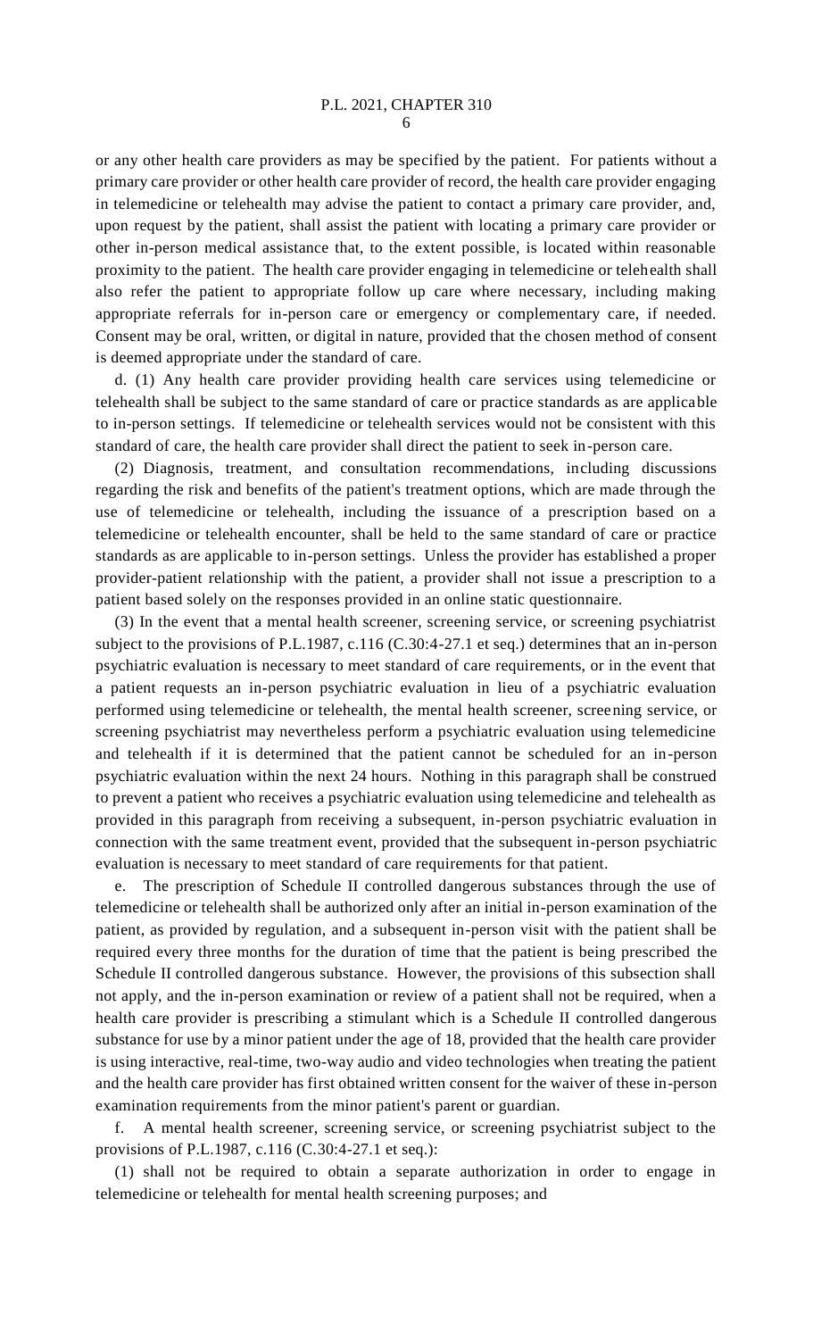or any other health care providers as may be specified by the patient. For patients without a primary care provider or other health care provider of record, the health care provider engaging in telemedicine or telehealth may advise the patient to contact a primary care provider, and, upon request by the patient, shall assist the patient with locating a primary care provider or other in-person medical assistance that, to the extent possible, is located within reasonable proximity to the patient. The health care provider engaging in telemedicine or telehealth shall also refer the patient to appropriate follow up care where necessary, including making appropriate referrals for in-person care or emergency or complementary care, if needed. Consent may be oral, written, or digital in nature, provided that the chosen method of consent is deemed appropriate under the standard of care.

d. (1) Any health care provider providing health care services using telemedicine or telehealth shall be subject to the same standard of care or practice standards as are applicable to in-person settings. If telemedicine or telehealth services would not be consistent with this standard of care, the health care provider shall direct the patient to seek in-person care.

(2) Diagnosis, treatment, and consultation recommendations, including discussions regarding the risk and benefits of the patient's treatment options, which are made through the use of telemedicine or telehealth, including the issuance of a prescription based on a telemedicine or telehealth encounter, shall be held to the same standard of care or practice standards as are applicable to in-person settings. Unless the provider has established a proper provider-patient relationship with the patient, a provider shall not issue a prescription to a patient based solely on the responses provided in an online static questionnaire.

(3) In the event that a mental health screener, screening service, or screening psychiatrist subject to the provisions of P.L.1987, c.116 (C.30:4-27.1 et seq.) determines that an in-person psychiatric evaluation is necessary to meet standard of care requirements, or in the event that a patient requests an in-person psychiatric evaluation in lieu of a psychiatric evaluation performed using telemedicine or telehealth, the mental health screener, screening service, or screening psychiatrist may nevertheless perform a psychiatric evaluation using telemedicine and telehealth if it is determined that the patient cannot be scheduled for an in-person psychiatric evaluation within the next 24 hours. Nothing in this paragraph shall be construed to prevent a patient who receives a psychiatric evaluation using telemedicine and telehealth as provided in this paragraph from receiving a subsequent, in-person psychiatric evaluation in connection with the same treatment event, provided that the subsequent in-person psychiatric evaluation is necessary to meet standard of care requirements for that patient.

e. The prescription of Schedule II controlled dangerous substances through the use of telemedicine or telehealth shall be authorized only after an initial in-person examination of the patient, as provided by regulation, and a subsequent in-person visit with the patient shall be required every three months for the duration of time that the patient is being prescribed the Schedule II controlled dangerous substance. However, the provisions of this subsection shall not apply, and the in-person examination or review of a patient shall not be required, when a health care provider is prescribing a stimulant which is a Schedule II controlled dangerous substance for use by a minor patient under the age of 18, provided that the health care provider is using interactive, real-time, two-way audio and video technologies when treating the patient and the health care provider has first obtained written consent for the waiver of these in-person examination requirements from the minor patient's parent or guardian.

f. A mental health screener, screening service, or screening psychiatrist subject to the provisions of P.L.1987, c.116 (C.30:4-27.1 et seq.):

(1) shall not be required to obtain a separate authorization in order to engage in telemedicine or telehealth for mental health screening purposes; and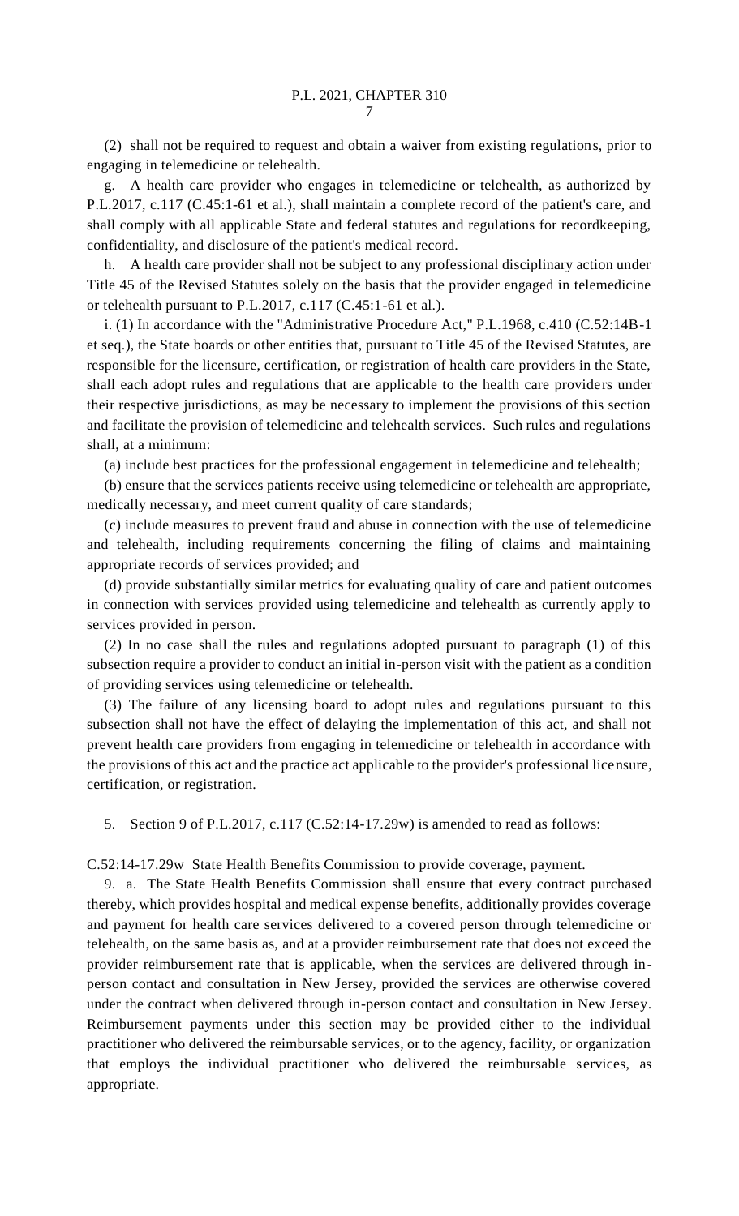(2) shall not be required to request and obtain a waiver from existing regulations, prior to engaging in telemedicine or telehealth.

g. A health care provider who engages in telemedicine or telehealth, as authorized by P.L.2017, c.117 (C.45:1-61 et al.), shall maintain a complete record of the patient's care, and shall comply with all applicable State and federal statutes and regulations for recordkeeping, confidentiality, and disclosure of the patient's medical record.

h. A health care provider shall not be subject to any professional disciplinary action under Title 45 of the Revised Statutes solely on the basis that the provider engaged in telemedicine or telehealth pursuant to P.L.2017, c.117 (C.45:1-61 et al.).

i. (1) In accordance with the "Administrative Procedure Act," P.L.1968, c.410 (C.52:14B-1 et seq.), the State boards or other entities that, pursuant to Title 45 of the Revised Statutes, are responsible for the licensure, certification, or registration of health care providers in the State, shall each adopt rules and regulations that are applicable to the health care providers under their respective jurisdictions, as may be necessary to implement the provisions of this section and facilitate the provision of telemedicine and telehealth services. Such rules and regulations shall, at a minimum:

(a) include best practices for the professional engagement in telemedicine and telehealth;

(b) ensure that the services patients receive using telemedicine or telehealth are appropriate, medically necessary, and meet current quality of care standards;

(c) include measures to prevent fraud and abuse in connection with the use of telemedicine and telehealth, including requirements concerning the filing of claims and maintaining appropriate records of services provided; and

(d) provide substantially similar metrics for evaluating quality of care and patient outcomes in connection with services provided using telemedicine and telehealth as currently apply to services provided in person.

(2) In no case shall the rules and regulations adopted pursuant to paragraph (1) of this subsection require a provider to conduct an initial in-person visit with the patient as a condition of providing services using telemedicine or telehealth.

(3) The failure of any licensing board to adopt rules and regulations pursuant to this subsection shall not have the effect of delaying the implementation of this act, and shall not prevent health care providers from engaging in telemedicine or telehealth in accordance with the provisions of this act and the practice act applicable to the provider's professional licensure, certification, or registration.

5. Section 9 of P.L.2017, c.117 (C.52:14-17.29w) is amended to read as follows:

C.52:14-17.29w State Health Benefits Commission to provide coverage, payment.

9. a. The State Health Benefits Commission shall ensure that every contract purchased thereby, which provides hospital and medical expense benefits, additionally provides coverage and payment for health care services delivered to a covered person through telemedicine or telehealth, on the same basis as, and at a provider reimbursement rate that does not exceed the provider reimbursement rate that is applicable, when the services are delivered through in-person contact and consultation in New Jersey, provided the services are otherwise covered under the contract when delivered through in-person contact and consultation in New Jersey. Reimbursement payments under this section may be provided either to the individual practitioner who delivered the reimbursable services, or to the agency, facility, or organization that employs the individual practitioner who delivered the reimbursable services, as appropriate.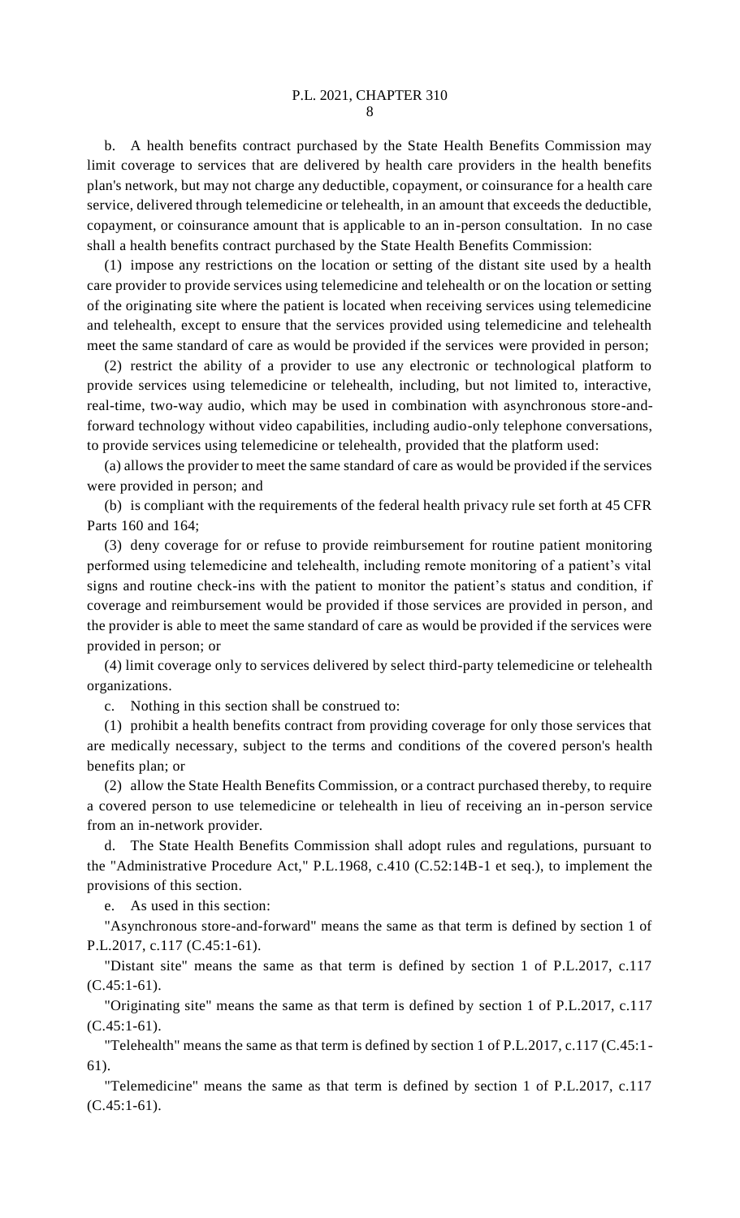b. A health benefits contract purchased by the State Health Benefits Commission may limit coverage to services that are delivered by health care providers in the health benefits plan's network, but may not charge any deductible, copayment, or coinsurance for a health care service, delivered through telemedicine or telehealth, in an amount that exceeds the deductible, copayment, or coinsurance amount that is applicable to an in-person consultation. In no case shall a health benefits contract purchased by the State Health Benefits Commission:

(1) impose any restrictions on the location or setting of the distant site used by a health care provider to provide services using telemedicine and telehealth or on the location or setting of the originating site where the patient is located when receiving services using telemedicine and telehealth, except to ensure that the services provided using telemedicine and telehealth meet the same standard of care as would be provided if the services were provided in person;

(2) restrict the ability of a provider to use any electronic or technological platform to provide services using telemedicine or telehealth, including, but not limited to, interactive, real-time, two-way audio, which may be used in combination with asynchronous store-and-forward technology without video capabilities, including audio-only telephone conversations, to provide services using telemedicine or telehealth, provided that the platform used:

(a) allows the provider to meet the same standard of care as would be provided if the services were provided in person; and

(b) is compliant with the requirements of the federal health privacy rule set forth at 45 CFR Parts 160 and 164;

(3) deny coverage for or refuse to provide reimbursement for routine patient monitoring performed using telemedicine and telehealth, including remote monitoring of a patient's vital signs and routine check-ins with the patient to monitor the patient's status and condition, if coverage and reimbursement would be provided if those services are provided in person, and the provider is able to meet the same standard of care as would be provided if the services were provided in person; or

(4) limit coverage only to services delivered by select third-party telemedicine or telehealth organizations.

c. Nothing in this section shall be construed to:

(1) prohibit a health benefits contract from providing coverage for only those services that are medically necessary, subject to the terms and conditions of the covered person's health benefits plan; or

(2) allow the State Health Benefits Commission, or a contract purchased thereby, to require a covered person to use telemedicine or telehealth in lieu of receiving an in-person service from an in-network provider.

d. The State Health Benefits Commission shall adopt rules and regulations, pursuant to the "Administrative Procedure Act," P.L.1968, c.410 (C.52:14B-1 et seq.), to implement the provisions of this section.

e. As used in this section:

"Asynchronous store-and-forward" means the same as that term is defined by section 1 of P.L.2017, c.117 (C.45:1-61).

"Distant site" means the same as that term is defined by section 1 of P.L.2017, c.117 (C.45:1-61).

"Originating site" means the same as that term is defined by section 1 of P.L.2017, c.117 (C.45:1-61).

"Telehealth" means the same as that term is defined by section 1 of P.L.2017, c.117 (C.45:1-61).

"Telemedicine" means the same as that term is defined by section 1 of P.L.2017, c.117 (C.45:1-61).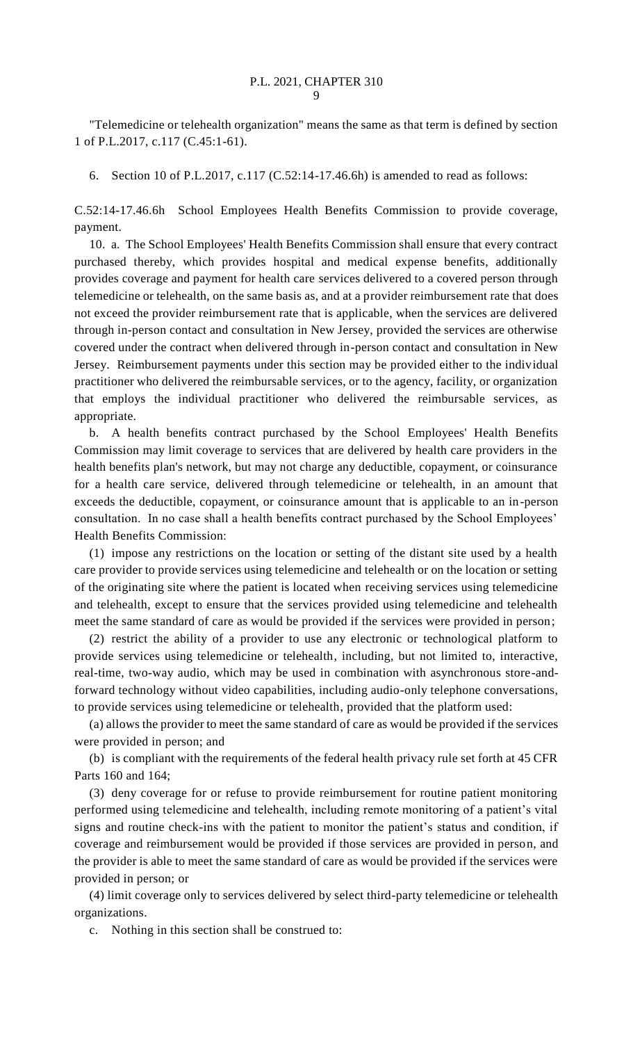"Telemedicine or telehealth organization" means the same as that term is defined by section 1 of P.L.2017, c.117 (C.45:1-61).

6. Section 10 of P.L.2017, c.117 (C.52:14-17.46.6h) is amended to read as follows:

C.52:14-17.46.6h School Employees Health Benefits Commission to provide coverage, payment.

10. a. The School Employees' Health Benefits Commission shall ensure that every contract purchased thereby, which provides hospital and medical expense benefits, additionally provides coverage and payment for health care services delivered to a covered person through telemedicine or telehealth, on the same basis as, and at a provider reimbursement rate that does not exceed the provider reimbursement rate that is applicable, when the services are delivered through in-person contact and consultation in New Jersey, provided the services are otherwise covered under the contract when delivered through in-person contact and consultation in New Jersey. Reimbursement payments under this section may be provided either to the individual practitioner who delivered the reimbursable services, or to the agency, facility, or organization that employs the individual practitioner who delivered the reimbursable services, as appropriate.

b. A health benefits contract purchased by the School Employees' Health Benefits Commission may limit coverage to services that are delivered by health care providers in the health benefits plan's network, but may not charge any deductible, copayment, or coinsurance for a health care service, delivered through telemedicine or telehealth, in an amount that exceeds the deductible, copayment, or coinsurance amount that is applicable to an in-person consultation. In no case shall a health benefits contract purchased by the School Employees' Health Benefits Commission:

(1) impose any restrictions on the location or setting of the distant site used by a health care provider to provide services using telemedicine and telehealth or on the location or setting of the originating site where the patient is located when receiving services using telemedicine and telehealth, except to ensure that the services provided using telemedicine and telehealth meet the same standard of care as would be provided if the services were provided in person;

(2) restrict the ability of a provider to use any electronic or technological platform to provide services using telemedicine or telehealth, including, but not limited to, interactive, real-time, two-way audio, which may be used in combination with asynchronous store-and-forward technology without video capabilities, including audio-only telephone conversations, to provide services using telemedicine or telehealth, provided that the platform used:

(a) allows the provider to meet the same standard of care as would be provided if the services were provided in person; and

(b) is compliant with the requirements of the federal health privacy rule set forth at 45 CFR Parts 160 and 164;

(3) deny coverage for or refuse to provide reimbursement for routine patient monitoring performed using telemedicine and telehealth, including remote monitoring of a patient's vital signs and routine check-ins with the patient to monitor the patient's status and condition, if coverage and reimbursement would be provided if those services are provided in person, and the provider is able to meet the same standard of care as would be provided if the services were provided in person; or

(4) limit coverage only to services delivered by select third-party telemedicine or telehealth organizations.

c. Nothing in this section shall be construed to: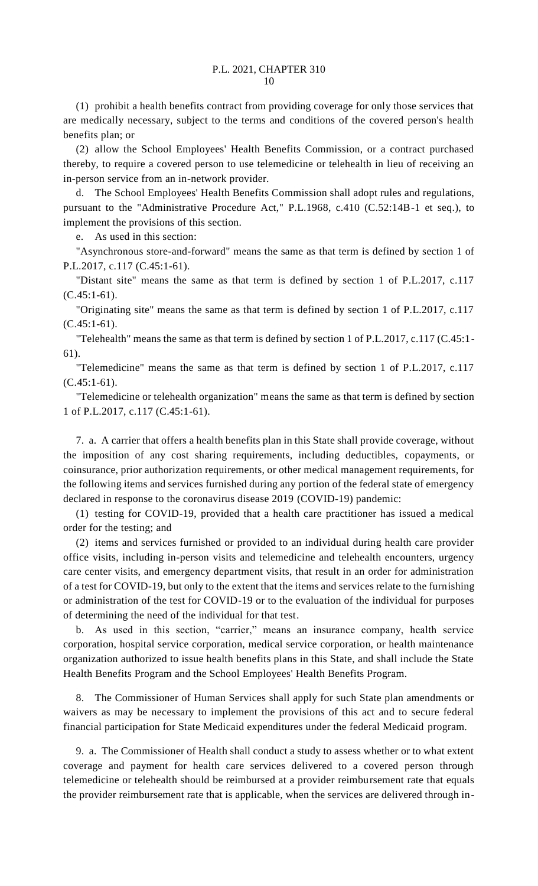(1) prohibit a health benefits contract from providing coverage for only those services that are medically necessary, subject to the terms and conditions of the covered person's health benefits plan; or

(2) allow the School Employees' Health Benefits Commission, or a contract purchased thereby, to require a covered person to use telemedicine or telehealth in lieu of receiving an in-person service from an in-network provider.

d. The School Employees' Health Benefits Commission shall adopt rules and regulations, pursuant to the "Administrative Procedure Act," P.L.1968, c.410 (C.52:14B-1 et seq.), to implement the provisions of this section.

e. As used in this section:

"Asynchronous store-and-forward" means the same as that term is defined by section 1 of P.L.2017, c.117 (C.45:1-61).

"Distant site" means the same as that term is defined by section 1 of P.L.2017, c.117 (C.45:1-61).

"Originating site" means the same as that term is defined by section 1 of P.L.2017, c.117 (C.45:1-61).

"Telehealth" means the same as that term is defined by section 1 of P.L.2017, c.117 (C.45:1-61).

"Telemedicine" means the same as that term is defined by section 1 of P.L.2017, c.117 (C.45:1-61).

"Telemedicine or telehealth organization" means the same as that term is defined by section 1 of P.L.2017, c.117 (C.45:1-61).

7. a. A carrier that offers a health benefits plan in this State shall provide coverage, without the imposition of any cost sharing requirements, including deductibles, copayments, or coinsurance, prior authorization requirements, or other medical management requirements, for the following items and services furnished during any portion of the federal state of emergency declared in response to the coronavirus disease 2019 (COVID-19) pandemic:

(1) testing for COVID-19, provided that a health care practitioner has issued a medical order for the testing; and

(2) items and services furnished or provided to an individual during health care provider office visits, including in-person visits and telemedicine and telehealth encounters, urgency care center visits, and emergency department visits, that result in an order for administration of a test for COVID-19, but only to the extent that the items and services relate to the furnishing or administration of the test for COVID-19 or to the evaluation of the individual for purposes of determining the need of the individual for that test.

b. As used in this section, "carrier," means an insurance company, health service corporation, hospital service corporation, medical service corporation, or health maintenance organization authorized to issue health benefits plans in this State, and shall include the State Health Benefits Program and the School Employees' Health Benefits Program.

8. The Commissioner of Human Services shall apply for such State plan amendments or waivers as may be necessary to implement the provisions of this act and to secure federal financial participation for State Medicaid expenditures under the federal Medicaid program.

9. a. The Commissioner of Health shall conduct a study to assess whether or to what extent coverage and payment for health care services delivered to a covered person through telemedicine or telehealth should be reimbursed at a provider reimbursement rate that equals the provider reimbursement rate that is applicable, when the services are delivered through in-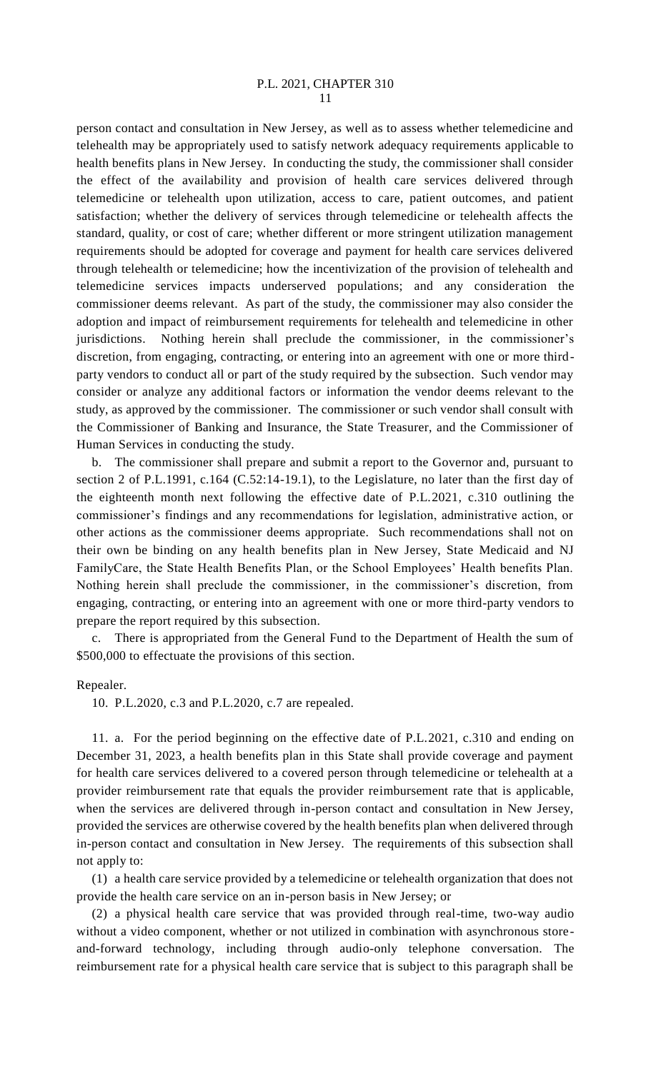person contact and consultation in New Jersey, as well as to assess whether telemedicine and telehealth may be appropriately used to satisfy network adequacy requirements applicable to health benefits plans in New Jersey. In conducting the study, the commissioner shall consider the effect of the availability and provision of health care services delivered through telemedicine or telehealth upon utilization, access to care, patient outcomes, and patient satisfaction; whether the delivery of services through telemedicine or telehealth affects the standard, quality, or cost of care; whether different or more stringent utilization management requirements should be adopted for coverage and payment for health care services delivered through telehealth or telemedicine; how the incentivization of the provision of telehealth and telemedicine services impacts underserved populations; and any consideration the commissioner deems relevant. As part of the study, the commissioner may also consider the adoption and impact of reimbursement requirements for telehealth and telemedicine in other jurisdictions. Nothing herein shall preclude the commissioner, in the commissioner's discretion, from engaging, contracting, or entering into an agreement with one or more third-party vendors to conduct all or part of the study required by the subsection. Such vendor may consider or analyze any additional factors or information the vendor deems relevant to the study, as approved by the commissioner. The commissioner or such vendor shall consult with the Commissioner of Banking and Insurance, the State Treasurer, and the Commissioner of Human Services in conducting the study.

b. The commissioner shall prepare and submit a report to the Governor and, pursuant to section 2 of P.L.1991, c.164 (C.52:14-19.1), to the Legislature, no later than the first day of the eighteenth month next following the effective date of P.L.2021, c.310 outlining the commissioner's findings and any recommendations for legislation, administrative action, or other actions as the commissioner deems appropriate. Such recommendations shall not on their own be binding on any health benefits plan in New Jersey, State Medicaid and NJ FamilyCare, the State Health Benefits Plan, or the School Employees' Health benefits Plan. Nothing herein shall preclude the commissioner, in the commissioner's discretion, from engaging, contracting, or entering into an agreement with one or more third-party vendors to prepare the report required by this subsection.

c. There is appropriated from the General Fund to the Department of Health the sum of $500,000 to effectuate the provisions of this section.

Repealer.

10. P.L.2020, c.3 and P.L.2020, c.7 are repealed.

11. a. For the period beginning on the effective date of P.L.2021, c.310 and ending on December 31, 2023, a health benefits plan in this State shall provide coverage and payment for health care services delivered to a covered person through telemedicine or telehealth at a provider reimbursement rate that equals the provider reimbursement rate that is applicable, when the services are delivered through in-person contact and consultation in New Jersey, provided the services are otherwise covered by the health benefits plan when delivered through in-person contact and consultation in New Jersey. The requirements of this subsection shall not apply to:

(1) a health care service provided by a telemedicine or telehealth organization that does not provide the health care service on an in-person basis in New Jersey; or

(2) a physical health care service that was provided through real-time, two-way audio without a video component, whether or not utilized in combination with asynchronous store-and-forward technology, including through audio-only telephone conversation. The reimbursement rate for a physical health care service that is subject to this paragraph shall be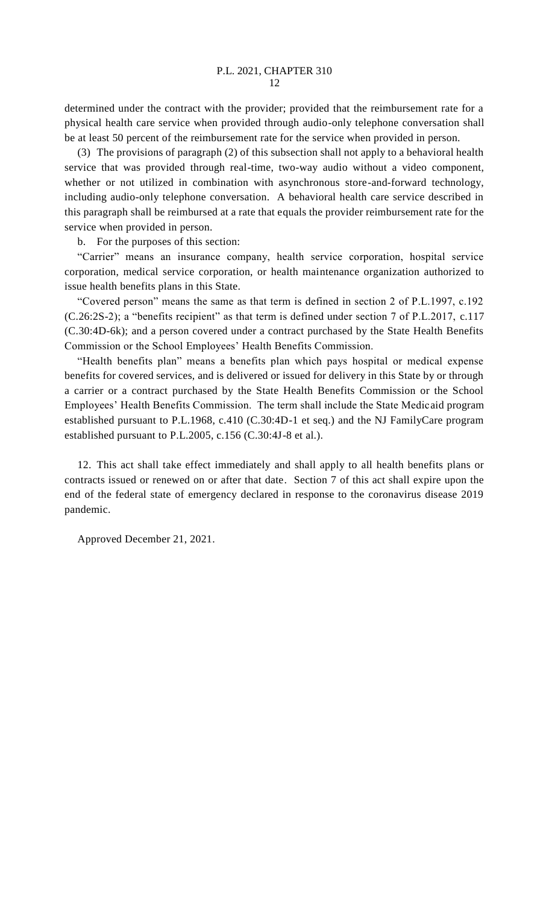determined under the contract with the provider; provided that the reimbursement rate for a physical health care service when provided through audio-only telephone conversation shall be at least 50 percent of the reimbursement rate for the service when provided in person.

(3) The provisions of paragraph (2) of this subsection shall not apply to a behavioral health service that was provided through real-time, two-way audio without a video component, whether or not utilized in combination with asynchronous store-and-forward technology, including audio-only telephone conversation. A behavioral health care service described in this paragraph shall be reimbursed at a rate that equals the provider reimbursement rate for the service when provided in person.

b. For the purposes of this section:

"Carrier" means an insurance company, health service corporation, hospital service corporation, medical service corporation, or health maintenance organization authorized to issue health benefits plans in this State.

"Covered person" means the same as that term is defined in section 2 of P.L.1997, c.192 (C.26:2S-2); a "benefits recipient" as that term is defined under section 7 of P.L.2017, c.117 (C.30:4D-6k); and a person covered under a contract purchased by the State Health Benefits Commission or the School Employees' Health Benefits Commission.

"Health benefits plan" means a benefits plan which pays hospital or medical expense benefits for covered services, and is delivered or issued for delivery in this State by or through a carrier or a contract purchased by the State Health Benefits Commission or the School Employees' Health Benefits Commission. The term shall include the State Medicaid program established pursuant to P.L.1968, c.410 (C.30:4D-1 et seq.) and the NJ FamilyCare program established pursuant to P.L.2005, c.156 (C.30:4J-8 et al.).

12. This act shall take effect immediately and shall apply to all health benefits plans or contracts issued or renewed on or after that date. Section 7 of this act shall expire upon the end of the federal state of emergency declared in response to the coronavirus disease 2019 pandemic.

Approved December 21, 2021.